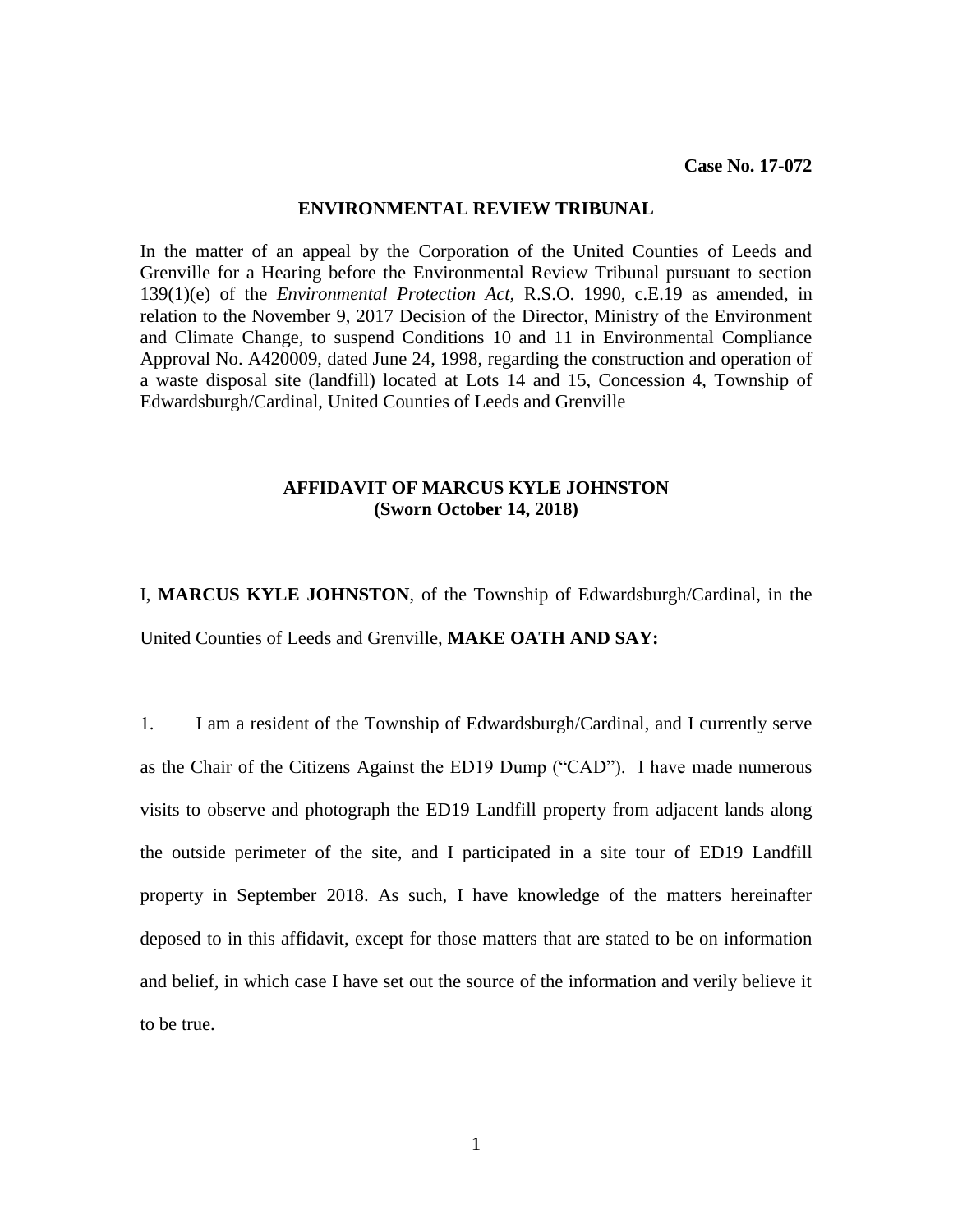**Case No. 17-072**

**ENVIRONMENTAL REVIEW TRIBUNAL**

In the matter of an appeal by the Corporation of the United Counties of Leeds and Grenville for a Hearing before the Environmental Review Tribunal pursuant to section 139(1)(e) of the *Environmental Protection Act,* R.S.O. 1990, c.E.19 as amended, in relation to the November 9, 2017 Decision of the Director, Ministry of the Environment and Climate Change, to suspend Conditions 10 and 11 in Environmental Compliance Approval No. A420009, dated June 24, 1998, regarding the construction and operation of a waste disposal site (landfill) located at Lots 14 and 15, Concession 4, Township of Edwardsburgh/Cardinal, United Counties of Leeds and Grenville

**AFFIDAVIT OF MARCUS KYLE JOHNSTON**
**(Sworn October 14, 2018)**

I, **MARCUS KYLE JOHNSTON**, of the Township of Edwardsburgh/Cardinal, in the United Counties of Leeds and Grenville, **MAKE OATH AND SAY:**

1. I am a resident of the Township of Edwardsburgh/Cardinal, and I currently serve as the Chair of the Citizens Against the ED19 Dump ("CAD"). I have made numerous visits to observe and photograph the ED19 Landfill property from adjacent lands along the outside perimeter of the site, and I participated in a site tour of ED19 Landfill property in September 2018. As such, I have knowledge of the matters hereinafter deposed to in this affidavit, except for those matters that are stated to be on information and belief, in which case I have set out the source of the information and verily believe it to be true.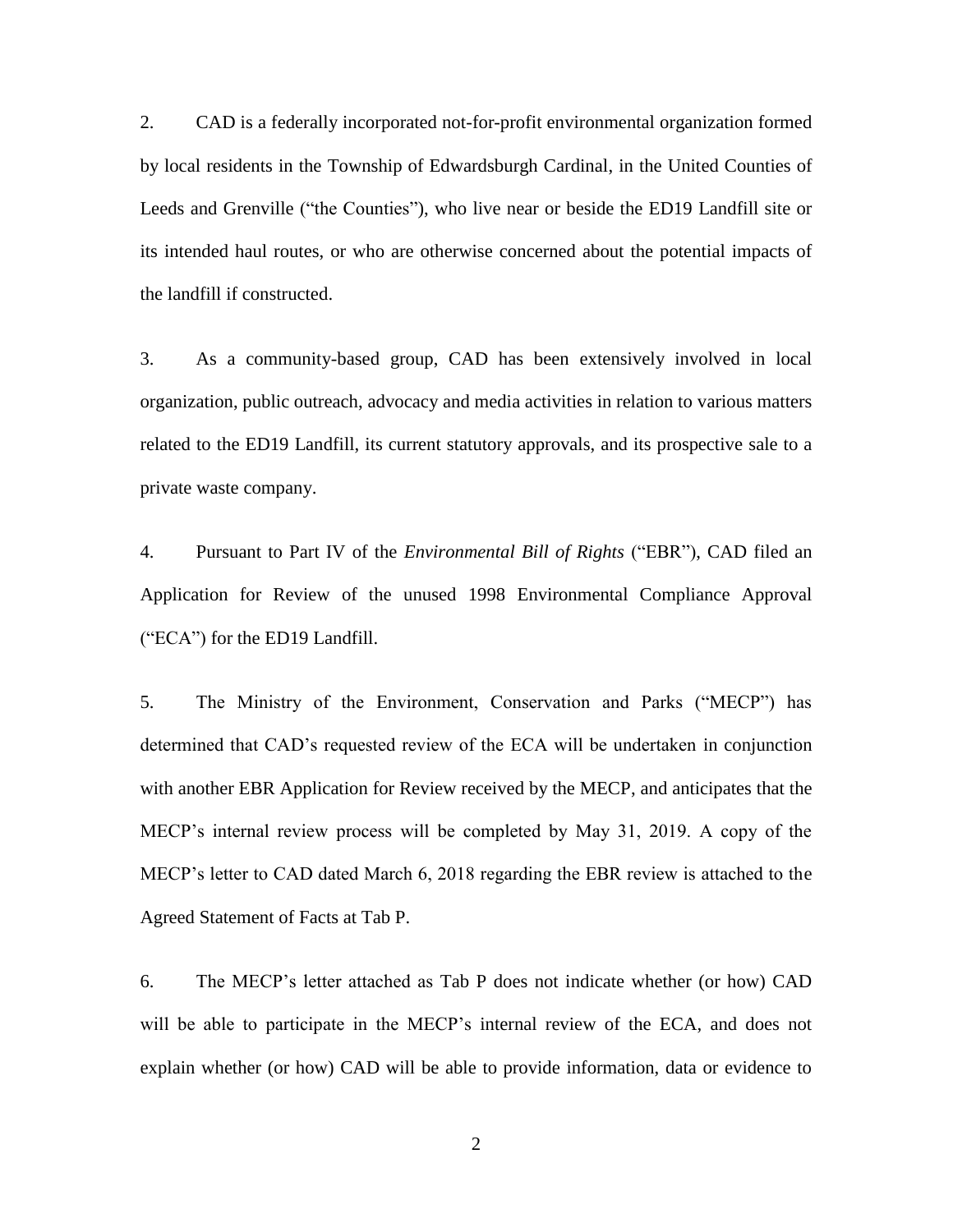2. CAD is a federally incorporated not-for-profit environmental organization formed by local residents in the Township of Edwardsburgh Cardinal, in the United Counties of Leeds and Grenville ("the Counties"), who live near or beside the ED19 Landfill site or its intended haul routes, or who are otherwise concerned about the potential impacts of the landfill if constructed.

3. As a community-based group, CAD has been extensively involved in local organization, public outreach, advocacy and media activities in relation to various matters related to the ED19 Landfill, its current statutory approvals, and its prospective sale to a private waste company.

4. Pursuant to Part IV of the *Environmental Bill of Rights* ("EBR"), CAD filed an Application for Review of the unused 1998 Environmental Compliance Approval ("ECA") for the ED19 Landfill.

5. The Ministry of the Environment, Conservation and Parks ("MECP") has determined that CAD's requested review of the ECA will be undertaken in conjunction with another EBR Application for Review received by the MECP, and anticipates that the MECP's internal review process will be completed by May 31, 2019. A copy of the MECP's letter to CAD dated March 6, 2018 regarding the EBR review is attached to the Agreed Statement of Facts at Tab P.

6. The MECP's letter attached as Tab P does not indicate whether (or how) CAD will be able to participate in the MECP's internal review of the ECA, and does not explain whether (or how) CAD will be able to provide information, data or evidence to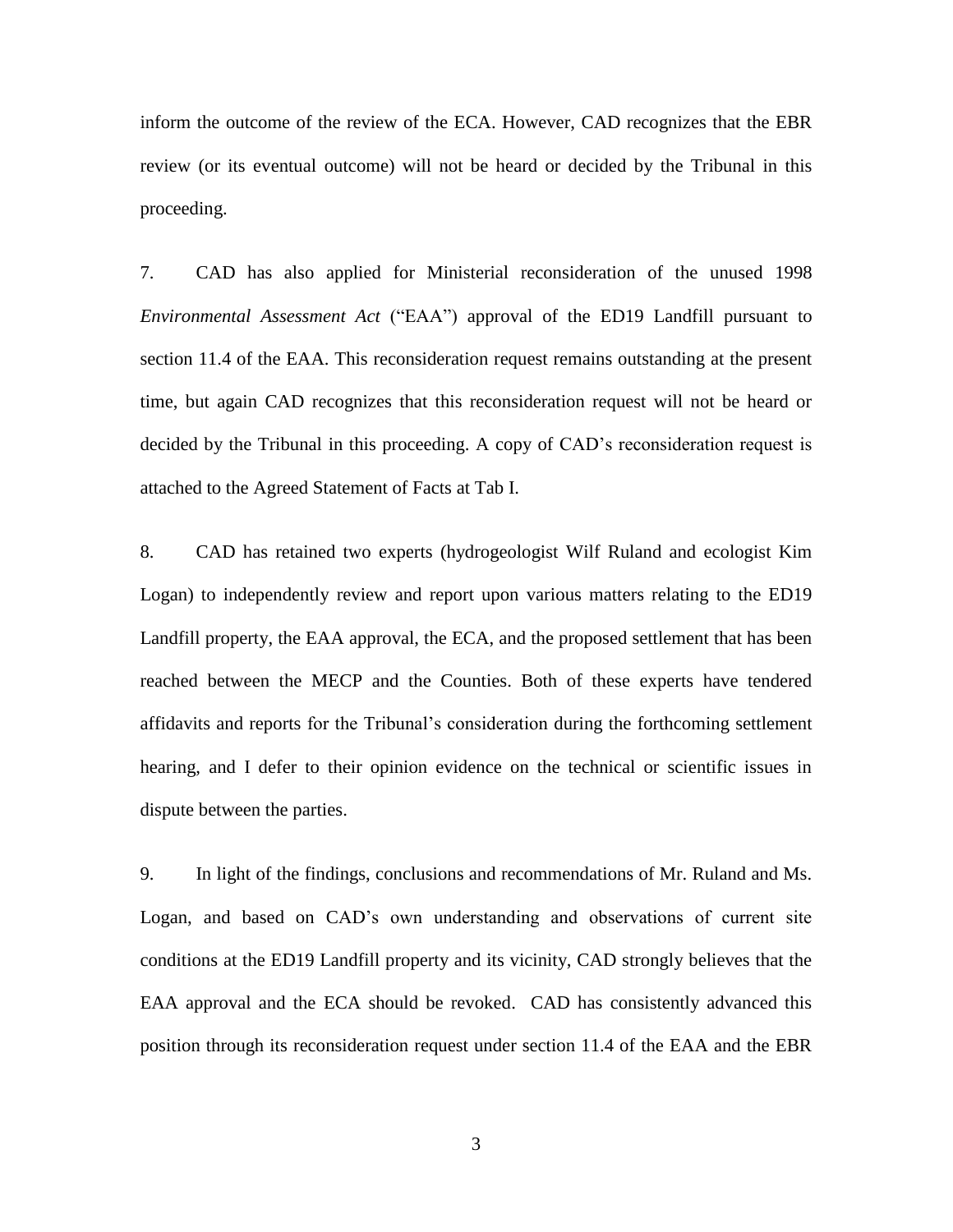inform the outcome of the review of the ECA. However, CAD recognizes that the EBR review (or its eventual outcome) will not be heard or decided by the Tribunal in this proceeding.

7. CAD has also applied for Ministerial reconsideration of the unused 1998 *Environmental Assessment Act* ("EAA") approval of the ED19 Landfill pursuant to section 11.4 of the EAA. This reconsideration request remains outstanding at the present time, but again CAD recognizes that this reconsideration request will not be heard or decided by the Tribunal in this proceeding. A copy of CAD's reconsideration request is attached to the Agreed Statement of Facts at Tab I.

8. CAD has retained two experts (hydrogeologist Wilf Ruland and ecologist Kim Logan) to independently review and report upon various matters relating to the ED19 Landfill property, the EAA approval, the ECA, and the proposed settlement that has been reached between the MECP and the Counties. Both of these experts have tendered affidavits and reports for the Tribunal's consideration during the forthcoming settlement hearing, and I defer to their opinion evidence on the technical or scientific issues in dispute between the parties.

9. In light of the findings, conclusions and recommendations of Mr. Ruland and Ms. Logan, and based on CAD's own understanding and observations of current site conditions at the ED19 Landfill property and its vicinity, CAD strongly believes that the EAA approval and the ECA should be revoked. CAD has consistently advanced this position through its reconsideration request under section 11.4 of the EAA and the EBR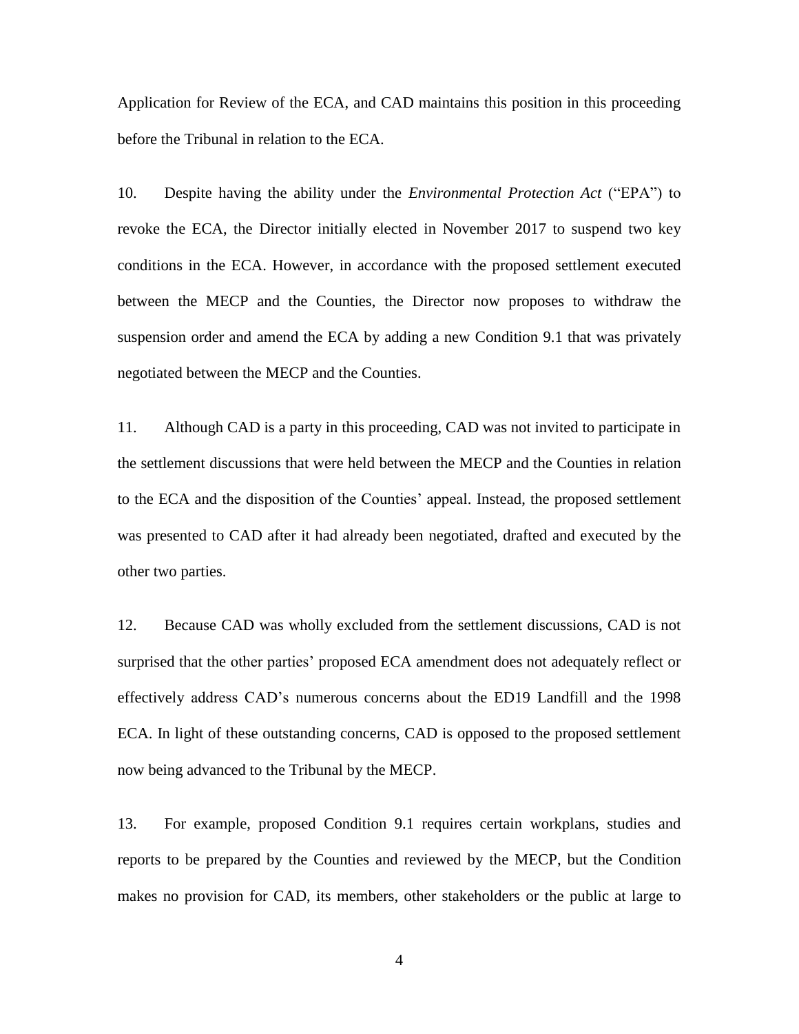Application for Review of the ECA, and CAD maintains this position in this proceeding before the Tribunal in relation to the ECA.

10. Despite having the ability under the *Environmental Protection Act* ("EPA") to revoke the ECA, the Director initially elected in November 2017 to suspend two key conditions in the ECA. However, in accordance with the proposed settlement executed between the MECP and the Counties, the Director now proposes to withdraw the suspension order and amend the ECA by adding a new Condition 9.1 that was privately negotiated between the MECP and the Counties.

11. Although CAD is a party in this proceeding, CAD was not invited to participate in the settlement discussions that were held between the MECP and the Counties in relation to the ECA and the disposition of the Counties' appeal. Instead, the proposed settlement was presented to CAD after it had already been negotiated, drafted and executed by the other two parties.

12. Because CAD was wholly excluded from the settlement discussions, CAD is not surprised that the other parties' proposed ECA amendment does not adequately reflect or effectively address CAD's numerous concerns about the ED19 Landfill and the 1998 ECA. In light of these outstanding concerns, CAD is opposed to the proposed settlement now being advanced to the Tribunal by the MECP.

13. For example, proposed Condition 9.1 requires certain workplans, studies and reports to be prepared by the Counties and reviewed by the MECP, but the Condition makes no provision for CAD, its members, other stakeholders or the public at large to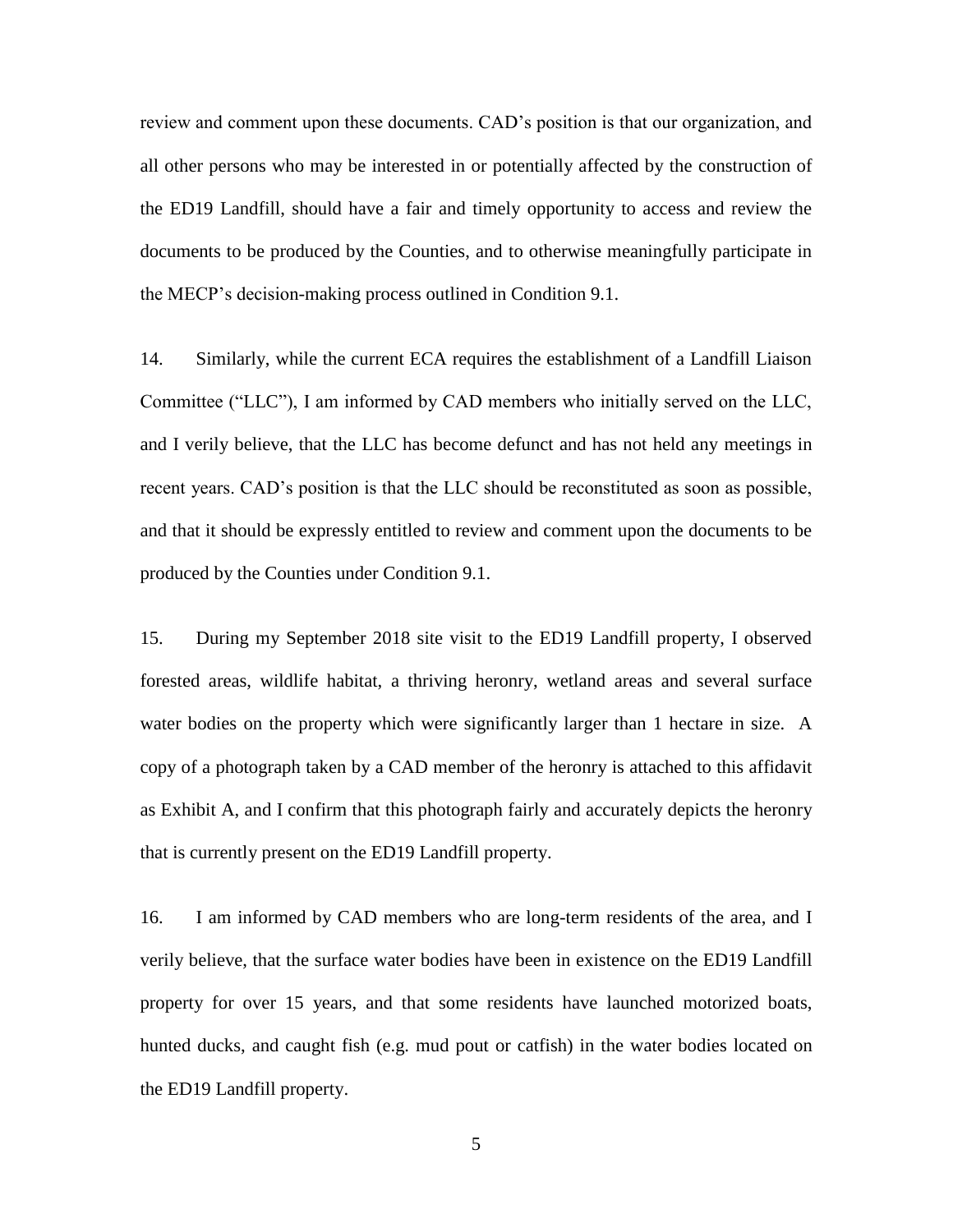review and comment upon these documents. CAD's position is that our organization, and all other persons who may be interested in or potentially affected by the construction of the ED19 Landfill, should have a fair and timely opportunity to access and review the documents to be produced by the Counties, and to otherwise meaningfully participate in the MECP's decision-making process outlined in Condition 9.1.

14. Similarly, while the current ECA requires the establishment of a Landfill Liaison Committee ("LLC"), I am informed by CAD members who initially served on the LLC, and I verily believe, that the LLC has become defunct and has not held any meetings in recent years. CAD's position is that the LLC should be reconstituted as soon as possible, and that it should be expressly entitled to review and comment upon the documents to be produced by the Counties under Condition 9.1.

15. During my September 2018 site visit to the ED19 Landfill property, I observed forested areas, wildlife habitat, a thriving heronry, wetland areas and several surface water bodies on the property which were significantly larger than 1 hectare in size. A copy of a photograph taken by a CAD member of the heronry is attached to this affidavit as Exhibit A, and I confirm that this photograph fairly and accurately depicts the heronry that is currently present on the ED19 Landfill property.

16. I am informed by CAD members who are long-term residents of the area, and I verily believe, that the surface water bodies have been in existence on the ED19 Landfill property for over 15 years, and that some residents have launched motorized boats, hunted ducks, and caught fish (e.g. mud pout or catfish) in the water bodies located on the ED19 Landfill property.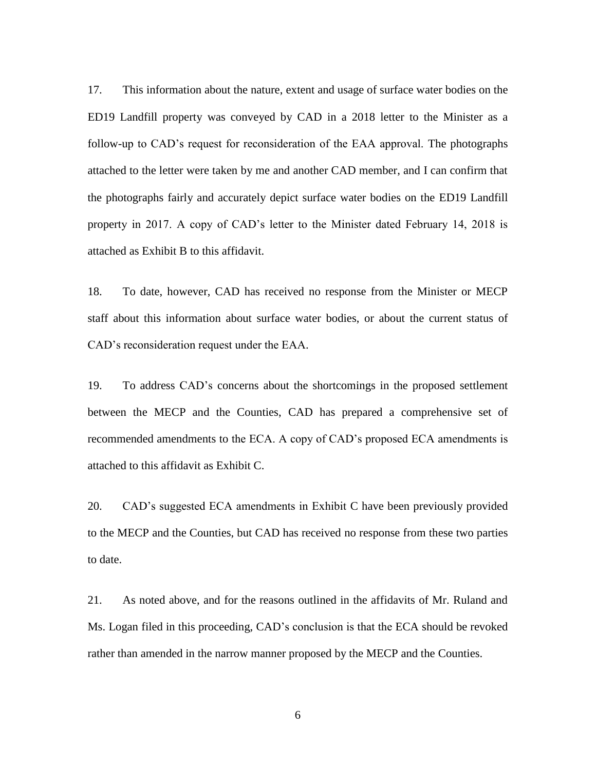17. This information about the nature, extent and usage of surface water bodies on the ED19 Landfill property was conveyed by CAD in a 2018 letter to the Minister as a follow-up to CAD's request for reconsideration of the EAA approval. The photographs attached to the letter were taken by me and another CAD member, and I can confirm that the photographs fairly and accurately depict surface water bodies on the ED19 Landfill property in 2017. A copy of CAD's letter to the Minister dated February 14, 2018 is attached as Exhibit B to this affidavit.

18. To date, however, CAD has received no response from the Minister or MECP staff about this information about surface water bodies, or about the current status of CAD's reconsideration request under the EAA.

19. To address CAD's concerns about the shortcomings in the proposed settlement between the MECP and the Counties, CAD has prepared a comprehensive set of recommended amendments to the ECA. A copy of CAD's proposed ECA amendments is attached to this affidavit as Exhibit C.

20. CAD's suggested ECA amendments in Exhibit C have been previously provided to the MECP and the Counties, but CAD has received no response from these two parties to date.

21. As noted above, and for the reasons outlined in the affidavits of Mr. Ruland and Ms. Logan filed in this proceeding, CAD's conclusion is that the ECA should be revoked rather than amended in the narrow manner proposed by the MECP and the Counties.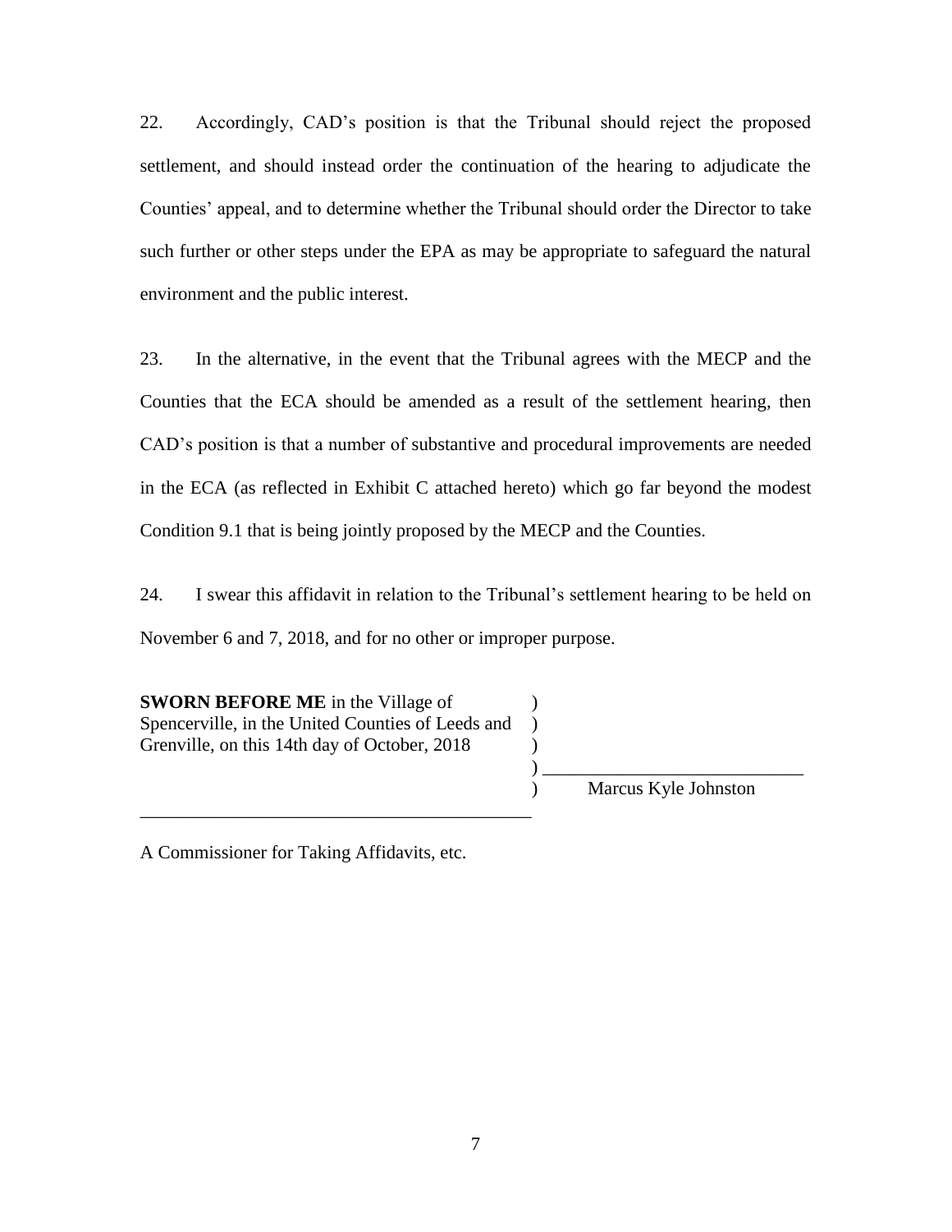22. Accordingly, CAD's position is that the Tribunal should reject the proposed settlement, and should instead order the continuation of the hearing to adjudicate the Counties' appeal, and to determine whether the Tribunal should order the Director to take such further or other steps under the EPA as may be appropriate to safeguard the natural environment and the public interest.

23. In the alternative, in the event that the Tribunal agrees with the MECP and the Counties that the ECA should be amended as a result of the settlement hearing, then CAD's position is that a number of substantive and procedural improvements are needed in the ECA (as reflected in Exhibit C attached hereto) which go far beyond the modest Condition 9.1 that is being jointly proposed by the MECP and the Counties.

24. I swear this affidavit in relation to the Tribunal's settlement hearing to be held on November 6 and 7, 2018, and for no other or improper purpose.

| | | |
|---|---|---|
| **SWORN BEFORE ME** in the Village of Spencerville, in the United Counties of Leeds and Grenville, on this 14th day of October, 2018 | ) | |
| | ) | ___________________________ |
| | ) | Marcus Kyle Johnston |

__________________________________________

A Commissioner for Taking Affidavits, etc.